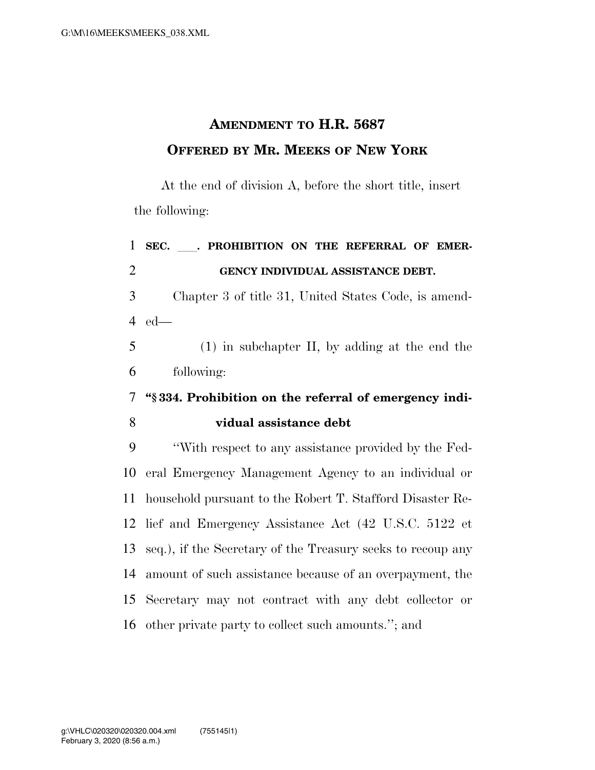# AMENDMENT TO H.R. 5687

## OFFERED BY MR. MEEKS OF NEW YORK

At the end of division A, before the short title, insert the following:

**SEC. \_\_\_. PROHIBITION ON THE REFERRAL OF EMERGENCY INDIVIDUAL ASSISTANCE DEBT.**

Chapter 3 of title 31, United States Code, is amended—

(1) in subchapter II, by adding at the end the following:

**"§ 334. Prohibition on the referral of emergency individual assistance debt**

"With respect to any assistance provided by the Federal Emergency Management Agency to an individual or household pursuant to the Robert T. Stafford Disaster Relief and Emergency Assistance Act (42 U.S.C. 5122 et seq.), if the Secretary of the Treasury seeks to recoup any amount of such assistance because of an overpayment, the Secretary may not contract with any debt collector or other private party to collect such amounts."; and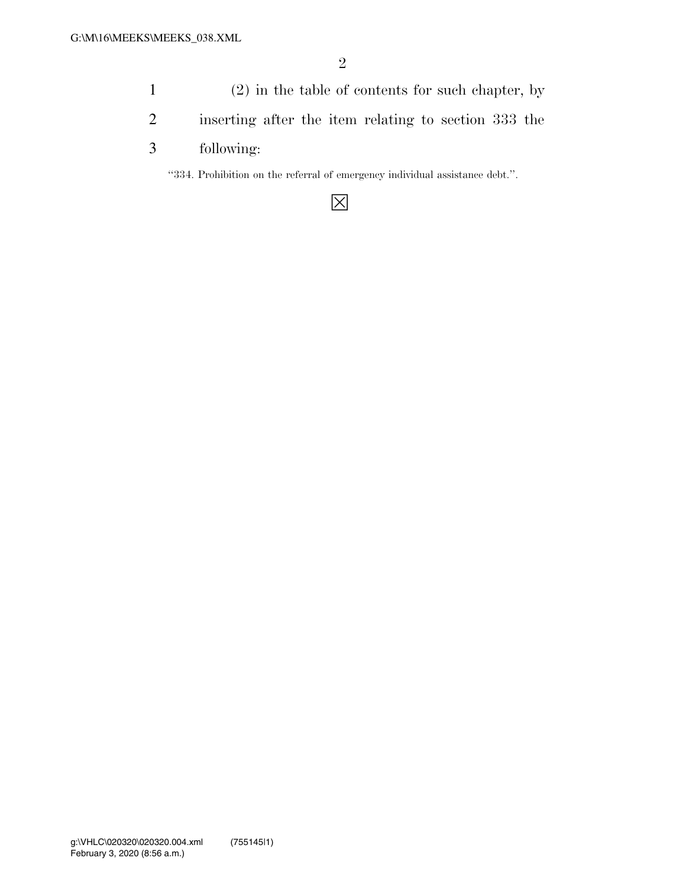(2) in the table of contents for such chapter, by inserting after the item relating to section 333 the following:

"334. Prohibition on the referral of emergency individual assistance debt.".